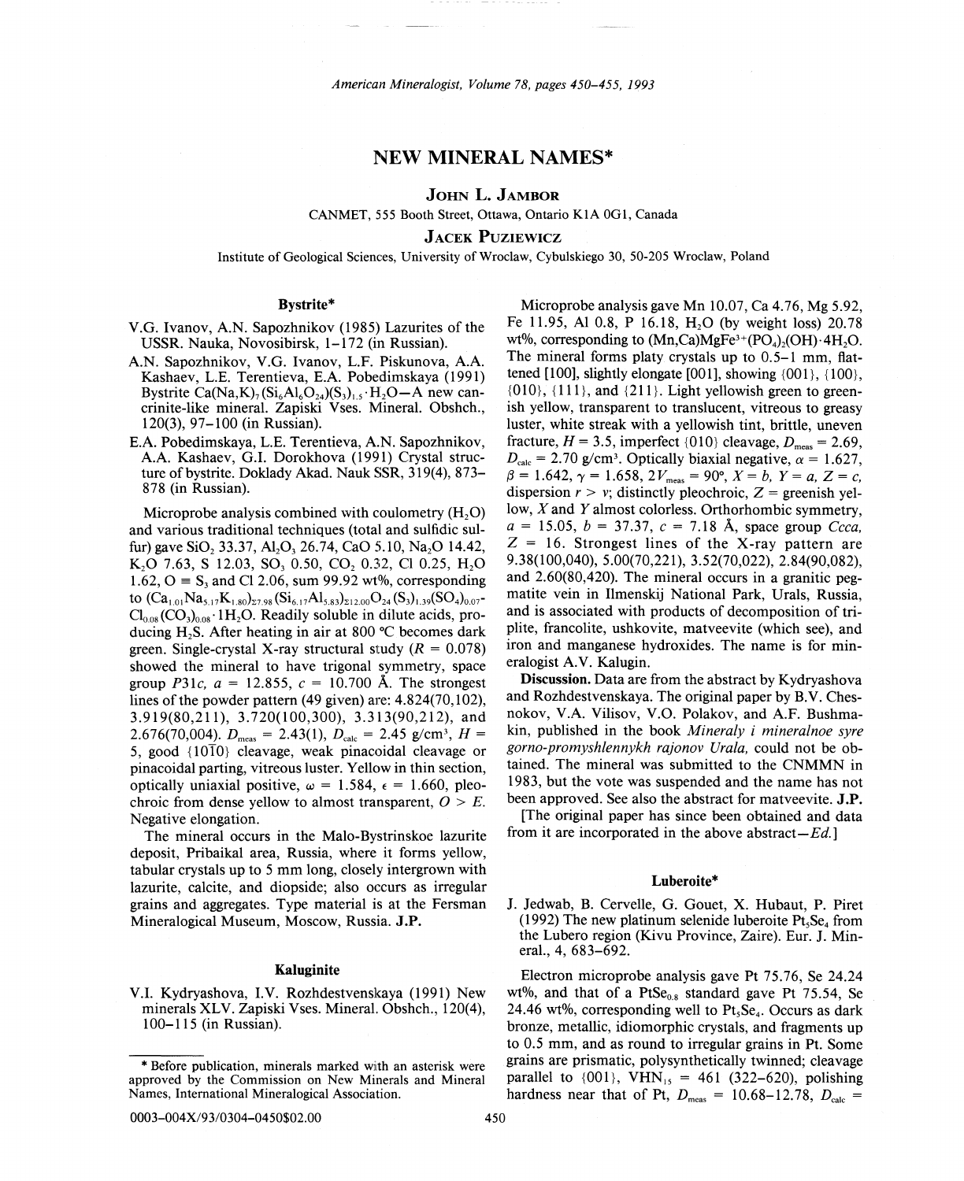# NEW MINERAL NAMES*

**JOHN L. JAMBOR**

CANMET, 555 Booth Street, Ottawa, Ontario K1A 0G1, Canada

**JACEK PUZIEWICZ**

Institute of Geological Sciences, University of Wroclaw, Cybulskiego 30, 50-205 Wroclaw, Poland

## Bystrite*

V.G. Ivanov, A.N. Sapozhnikov (1985) Lazurites of the USSR. Nauka, Novosibirsk, 1–172 (in Russian).

A.N. Sapozhnikov, V.G. Ivanov, L.F. Piskunova, A.A. Kashaev, L.E. Terentieva, E.A. Pobedimskaya (1991) Bystrite $Ca(Na,K)_7(Si_6Al_6O_{24})(S_3)_{1.5}\cdot H_2O$—A new cancrinite-like mineral. Zapiski Vses. Mineral. Obshch., 120(3), 97–100 (in Russian).

E.A. Pobedimskaya, L.E. Terentieva, A.N. Sapozhnikov, A.A. Kashaev, G.I. Dorokhova (1991) Crystal structure of bystrite. Doklady Akad. Nauk SSR, 319(4), 873–878 (in Russian).

Microprobe analysis combined with coulometry ($H_2O$) and various traditional techniques (total and sulfidic sulfur) gave $SiO_2$ 33.37, $Al_2O_3$ 26.74, CaO 5.10, $Na_2O$ 14.42, $K_2O$ 7.63, S 12.03, $SO_3$ 0.50, $CO_2$ 0.32, Cl 0.25, $H_2O$ 1.62, O ≡ $S_3$ and Cl 2.06, sum 99.92 wt%, corresponding to $(Ca_{1.01}Na_{5.17}K_{1.80})_{\Sigma 7.98}(Si_{6.17}Al_{5.83})_{\Sigma 12.00}O_{24}(S_3)_{1.39}(SO_4)_{0.07}Cl_{0.08}(CO_3)_{0.08}\cdot 1H_2O$. Readily soluble in dilute acids, producing $H_2S$. After heating in air at 800 °C becomes dark green. Single-crystal X-ray structural study ($R$ = 0.078) showed the mineral to have trigonal symmetry, space group $P31c$, $a$ = 12.855, $c$ = 10.700 Å. The strongest lines of the powder pattern (49 given) are: 4.824(70,102), 3.919(80,211), 3.720(100,300), 3.313(90,212), and 2.676(70,004). $D_{meas}$ = 2.43(1), $D_{calc}$ = 2.45 g/cm³, $H$ = 5, good {10$\bar{1}$0} cleavage, weak pinacoidal cleavage or pinacoidal parting, vitreous luster. Yellow in thin section, optically uniaxial positive, $\omega$ = 1.584, $\epsilon$ = 1.660, pleochroic from dense yellow to almost transparent, $O > E$. Negative elongation.

The mineral occurs in the Malo-Bystrinskoe lazurite deposit, Pribaikal area, Russia, where it forms yellow, tabular crystals up to 5 mm long, closely intergrown with lazurite, calcite, and diopside; also occurs as irregular grains and aggregates. Type material is at the Fersman Mineralogical Museum, Moscow, Russia. **J.P.**

## Kaluginite

V.I. Kydryashova, I.V. Rozhdestvenskaya (1991) New minerals XLV. Zapiski Vses. Mineral. Obshch., 120(4), 100–115 (in Russian).

Microprobe analysis gave Mn 10.07, Ca 4.76, Mg 5.92, Fe 11.95, Al 0.8, P 16.18, $H_2O$ (by weight loss) 20.78 wt%, corresponding to $(Mn,Ca)MgFe^{3+}(PO_4)_2(OH)\cdot 4H_2O$. The mineral forms platy crystals up to 0.5–1 mm, flattened [100], slightly elongate [001], showing {001}, {100}, {010}, {111}, and {211}. Light yellowish green to greenish yellow, transparent to translucent, vitreous to greasy luster, white streak with a yellowish tint, brittle, uneven fracture, $H$ = 3.5, imperfect {010} cleavage, $D_{meas}$ = 2.69, $D_{calc}$ = 2.70 g/cm³. Optically biaxial negative, $\alpha$ = 1.627, $\beta$ = 1.642, $\gamma$ = 1.658, $2V_{meas}$ = 90°, $X = b$, $Y = a$, $Z = c$, dispersion $r > v$; distinctly pleochroic, $Z$ = greenish yellow, $X$ and $Y$ almost colorless. Orthorhombic symmetry, $a$ = 15.05, $b$ = 37.37, $c$ = 7.18 Å, space group $Ccca$, $Z$ = 16. Strongest lines of the X-ray pattern are 9.38(100,040), 5.00(70,221), 3.52(70,022), 2.84(90,082), and 2.60(80,420). The mineral occurs in a granitic pegmatite vein in Ilmenskij National Park, Urals, Russia, and is associated with products of decomposition of triplite, francolite, ushkovite, matveevite (which see), and iron and manganese hydroxides. The name is for mineralogist A.V. Kalugin.

**Discussion.** Data are from the abstract by Kydryashova and Rozhdestvenskaya. The original paper by B.V. Chesnokov, V.A. Vilisov, V.O. Polakov, and A.F. Bushmakin, published in the book *Mineraly i mineralnoe syre gorno-promyshlennykh rajonov Urala,* could not be obtained. The mineral was submitted to the CNMMN in 1983, but the vote was suspended and the name has not been approved. See also the abstract for matveevite. **J.P.**

[The original paper has since been obtained and data from it are incorporated in the above abstract—*Ed.*]

## Luberoite*

J. Jedwab, B. Cervelle, G. Gouet, X. Hubaut, P. Piret (1992) The new platinum selenide luberoite $Pt_5Se_4$ from the Lubero region (Kivu Province, Zaire). Eur. J. Mineral., 4, 683–692.

Electron microprobe analysis gave Pt 75.76, Se 24.24 wt%, and that of a $PtSe_{0.8}$ standard gave Pt 75.54, Se 24.46 wt%, corresponding well to $Pt_5Se_4$. Occurs as dark bronze, metallic, idiomorphic crystals, and fragments up to 0.5 mm, and as round to irregular grains in Pt. Some grains are prismatic, polysynthetically twinned; cleavage parallel to {001}, $VHN_{15}$ = 461 (322–620), polishing hardness near that of Pt, $D_{meas}$ = 10.68–12.78, $D_{calc}$ =

---

\* Before publication, minerals marked with an asterisk were approved by the Commission on New Minerals and Mineral Names, International Mineralogical Association.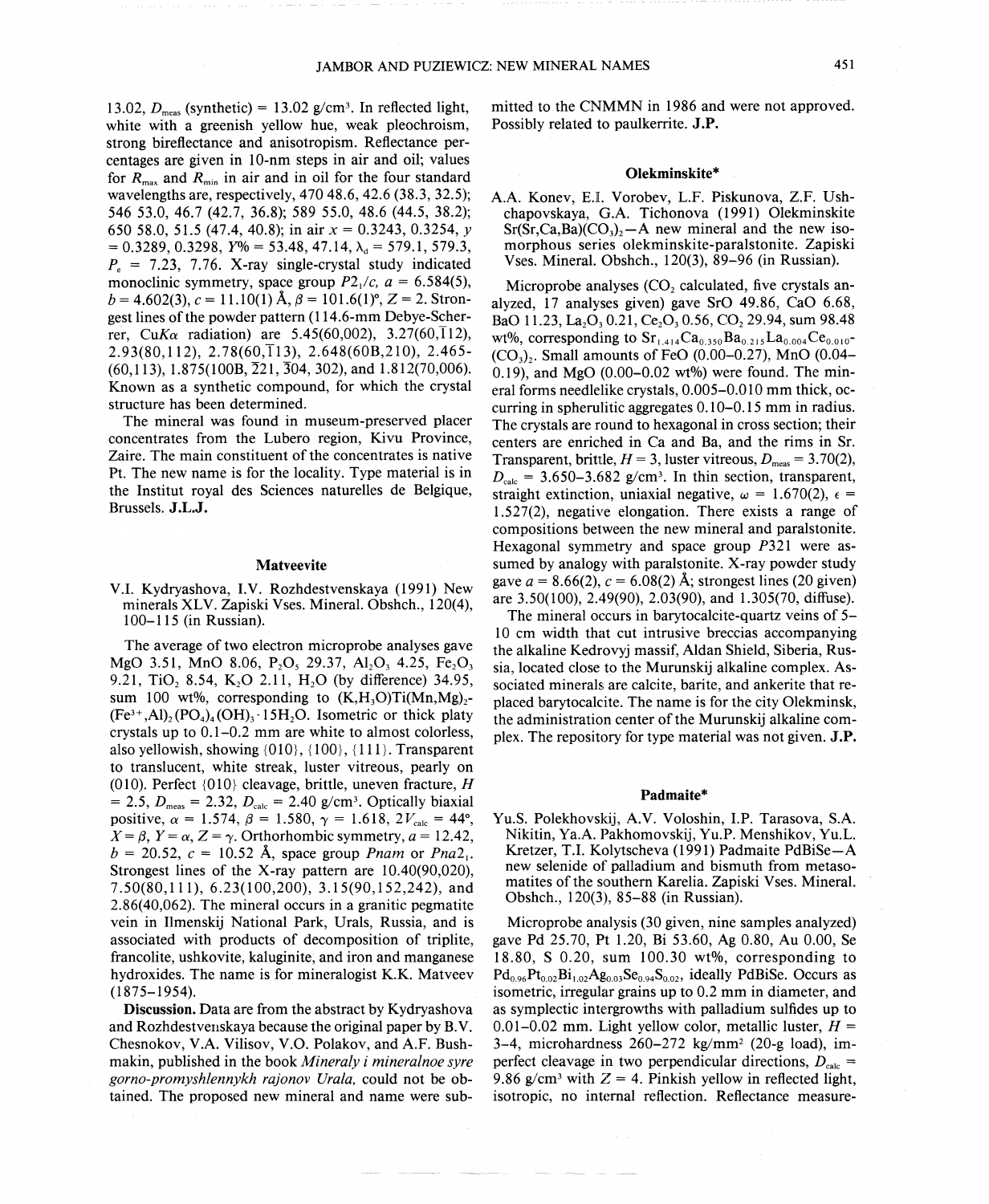13.02, $D_{meas}$ (synthetic) = 13.02 g/cm³. In reflected light, white with a greenish yellow hue, weak pleochroism, strong bireflectance and anisotropism. Reflectance percentages are given in 10-nm steps in air and oil; values for $R_{max}$ and $R_{min}$ in air and in oil for the four standard wavelengths are, respectively, 470 48.6, 42.6 (38.3, 32.5); 546 53.0, 46.7 (42.7, 36.8); 589 55.0, 48.6 (44.5, 38.2); 650 58.0, 51.5 (47.4, 40.8); in air $x$ = 0.3243, 0.3254, $y$ = 0.3289, 0.3298, $Y$% = 53.48, 47.14, $\lambda_d$ = 579.1, 579.3, $P_e$ = 7.23, 7.76. X-ray single-crystal study indicated monoclinic symmetry, space group $P2_1/c$, $a$ = 6.584(5), $b$ = 4.602(3), $c$ = 11.10(1) Å, $\beta$ = 101.6(1)°, $Z$ = 2. Strongest lines of the powder pattern (114.6-mm Debye-Scherrer, Cu$K\alpha$ radiation) are 5.45(60,002), 3.27(60,$\bar{1}$12), 2.93(80,112), 2.78(60,$\bar{1}$13), 2.648(60B,210), 2.465-(60,113), 1.875(100B, $\bar{2}$21, $\bar{3}$04, 302), and 1.812(70,006). Known as a synthetic compound, for which the crystal structure has been determined.

The mineral was found in museum-preserved placer concentrates from the Lubero region, Kivu Province, Zaire. The main constituent of the concentrates is native Pt. The new name is for the locality. Type material is in the Institut royal des Sciences naturelles de Belgique, Brussels. **J.L.J.**

### Matveevite

V.I. Kydryashova, I.V. Rozhdestvenskaya (1991) New minerals XLV. Zapiski Vses. Mineral. Obshch., 120(4), 100–115 (in Russian).

The average of two electron microprobe analyses gave MgO 3.51, MnO 8.06, $P_2O_5$ 29.37, $Al_2O_3$ 4.25, $Fe_2O_3$ 9.21, $TiO_2$ 8.54, $K_2O$ 2.11, $H_2O$ (by difference) 34.95, sum 100 wt%, corresponding to $(K,H_3O)Ti(Mn,Mg)_2(Fe^{3+},Al)_2(PO_4)_4(OH)_3 \cdot 15H_2O$. Isometric or thick platy crystals up to 0.1–0.2 mm are white to almost colorless, also yellowish, showing {010}, {100}, {111}. Transparent to translucent, white streak, luster vitreous, pearly on (010). Perfect {010} cleavage, brittle, uneven fracture, $H$ = 2.5, $D_{meas}$ = 2.32, $D_{calc}$ = 2.40 g/cm³. Optically biaxial positive, $\alpha$ = 1.574, $\beta$ = 1.580, $\gamma$ = 1.618, $2V_{calc}$ = 44°, $X = \beta$, $Y = \alpha$, $Z = \gamma$. Orthorhombic symmetry, $a$ = 12.42, $b$ = 20.52, $c$ = 10.52 Å, space group $Pnam$ or $Pna2_1$. Strongest lines of the X-ray pattern are 10.40(90,020), 7.50(80,111), 6.23(100,200), 3.15(90,152,242), and 2.86(40,062). The mineral occurs in a granitic pegmatite vein in Ilmenskij National Park, Urals, Russia, and is associated with products of decomposition of triplite, francolite, ushkovite, kaluginite, and iron and manganese hydroxides. The name is for mineralogist K.K. Matveev (1875–1954).

**Discussion.** Data are from the abstract by Kydryashova and Rozhdestvenskaya because the original paper by B.V. Chesnokov, V.A. Vilisov, V.O. Polakov, and A.F. Bushmakin, published in the book *Mineraly i mineralnoe syre gorno-promyshlennykh rajonov Urala,* could not be obtained. The proposed new mineral and name were submitted to the CNMMN in 1986 and were not approved. Possibly related to paulkerrite. **J.P.**

### Olekminskite*

A.A. Konev, E.I. Vorobev, L.F. Piskunova, Z.F. Ushchapovskaya, G.A. Tichonova (1991) Olekminskite $Sr(Sr,Ca,Ba)(CO_3)_2$—A new mineral and the new isomorphous series olekminskite-paralstonite. Zapiski Vses. Mineral. Obshch., 120(3), 89–96 (in Russian).

Microprobe analyses ($CO_2$ calculated, five crystals analyzed, 17 analyses given) gave SrO 49.86, CaO 6.68, BaO 11.23, $La_2O_3$ 0.21, $Ce_2O_3$ 0.56, $CO_2$ 29.94, sum 98.48 wt%, corresponding to $Sr_{1.414}Ca_{0.350}Ba_{0.215}La_{0.004}Ce_{0.010}(CO_3)_2$. Small amounts of FeO (0.00–0.27), MnO (0.04–0.19), and MgO (0.00–0.02 wt%) were found. The mineral forms needlelike crystals, 0.005–0.010 mm thick, occurring in spherulitic aggregates 0.10–0.15 mm in radius. The crystals are round to hexagonal in cross section; their centers are enriched in Ca and Ba, and the rims in Sr. Transparent, brittle, $H$ = 3, luster vitreous, $D_{meas}$ = 3.70(2), $D_{calc}$ = 3.650–3.682 g/cm³. In thin section, transparent, straight extinction, uniaxial negative, $\omega$ = 1.670(2), $\epsilon$ = 1.527(2), negative elongation. There exists a range of compositions between the new mineral and paralstonite. Hexagonal symmetry and space group $P321$ were assumed by analogy with paralstonite. X-ray powder study gave $a$ = 8.66(2), $c$ = 6.08(2) Å; strongest lines (20 given) are 3.50(100), 2.49(90), 2.03(90), and 1.305(70, diffuse).

The mineral occurs in barytocalcite-quartz veins of 5–10 cm width that cut intrusive breccias accompanying the alkaline Kedrovyj massif, Aldan Shield, Siberia, Russia, located close to the Murunskij alkaline complex. Associated minerals are calcite, barite, and ankerite that replaced barytocalcite. The name is for the city Olekminsk, the administration center of the Murunskij alkaline complex. The repository for type material was not given. **J.P.**

### Padmaite*

Yu.S. Polekhovskij, A.V. Voloshin, I.P. Tarasova, S.A. Nikitin, Ya.A. Pakhomovskij, Yu.P. Menshikov, Yu.L. Kretzer, T.I. Kolytscheva (1991) Padmaite PdBiSe—A new selenide of palladium and bismuth from metasomatites of the southern Karelia. Zapiski Vses. Mineral. Obshch., 120(3), 85–88 (in Russian).

Microprobe analysis (30 given, nine samples analyzed) gave Pd 25.70, Pt 1.20, Bi 53.60, Ag 0.80, Au 0.00, Se 18.80, S 0.20, sum 100.30 wt%, corresponding to $Pd_{0.96}Pt_{0.02}Bi_{1.02}Ag_{0.03}Se_{0.94}S_{0.02}$, ideally PdBiSe. Occurs as isometric, irregular grains up to 0.2 mm in diameter, and as symplectic intergrowths with palladium sulfides up to 0.01–0.02 mm. Light yellow color, metallic luster, $H$ = 3–4, microhardness 260–272 kg/mm² (20-g load), imperfect cleavage in two perpendicular directions, $D_{calc}$ = 9.86 g/cm³ with $Z$ = 4. Pinkish yellow in reflected light, isotropic, no internal reflection. Reflectance measure-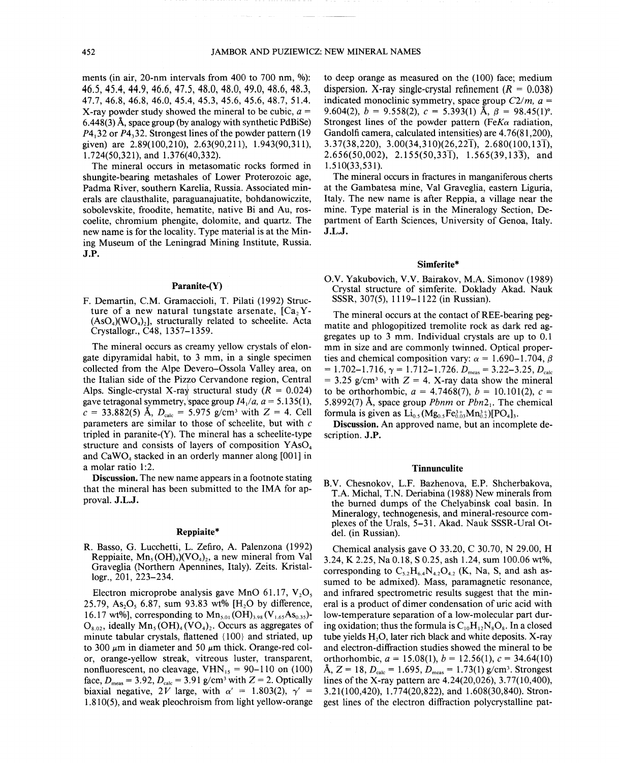ments (in air, 20-nm intervals from 400 to 700 nm, %): 46.5, 45.4, 44.9, 46.6, 47.5, 48.0, 48.0, 49.0, 48.6, 48.3, 47.7, 46.8, 46.8, 46.0, 45.4, 45.3, 45.6, 45.6, 48.7, 51.4. X-ray powder study showed the mineral to be cubic, $a$ = 6.448(3) Å, space group (by analogy with synthetic PdBiSe) $P4_132$ or $P4_332$. Strongest lines of the powder pattern (19 given) are 2.89(100,210), 2.63(90,211), 1.943(90,311), 1.724(50,321), and 1.376(40,332).

The mineral occurs in metasomatic rocks formed in shungite-bearing metashales of Lower Proterozoic age, Padma River, southern Karelia, Russia. Associated minerals are clausthalite, paraguanajuatite, bohdanowiczite, sobolevskite, froodite, hematite, native Bi and Au, roscoelite, chromium phengite, dolomite, and quartz. The new name is for the locality. Type material is at the Mining Museum of the Leningrad Mining Institute, Russia. **J.P.**

### Paranite-(Y)

F. Demartin, C.M. Gramaccioli, T. Pilati (1992) Structure of a new natural tungstate arsenate, $[Ca_2Y(AsO_4)(WO_4)_2]$, structurally related to scheelite. Acta Crystallogr., C48, 1357–1359.

The mineral occurs as creamy yellow crystals of elongate dipyramidal habit, to 3 mm, in a single specimen collected from the Alpe Devero–Ossola Valley area, on the Italian side of the Pizzo Cervandone region, Central Alps. Single-crystal X-ray structural study ($R$ = 0.024) gave tetragonal symmetry, space group $I4_1/a$, $a$ = 5.135(1), $c$ = 33.882(5) Å, $D_{calc}$ = 5.975 g/cm³ with $Z$ = 4. Cell parameters are similar to those of scheelite, but with $c$ tripled in paranite-(Y). The mineral has a scheelite-type structure and consists of layers of composition $YAsO_4$ and $CaWO_4$ stacked in an orderly manner along [001] in a molar ratio 1:2.

**Discussion.** The new name appears in a footnote stating that the mineral has been submitted to the IMA for approval. **J.L.J.**

### Reppiaite*

R. Basso, G. Lucchetti, L. Zefiro, A. Palenzona (1992) Reppiaite, $Mn_5(OH)_4(VO_4)_2$, a new mineral from Val Graveglia (Northern Apennines, Italy). Zeits. Kristallogr., 201, 223–234.

Electron microprobe analysis gave MnO 61.17, $V_2O_5$ 25.79, $As_2O_5$ 6.87, sum 93.83 wt% [$H_2O$ by difference, 16.17 wt%], corresponding to $Mn_{5.01}(OH)_{3.98}(V_{1.65}As_{0.35})O_{8.02}$, ideally $Mn_5(OH)_4(VO_4)_2$. Occurs as aggregates of minute tabular crystals, flattened {100} and striated, up to 300 μm in diameter and 50 μm thick. Orange-red color, orange-yellow streak, vitreous luster, transparent, nonfluorescent, no cleavage, $VHN_{15}$ = 90–110 on (100) face, $D_{meas}$ = 3.92, $D_{calc}$ = 3.91 g/cm³ with $Z$ = 2. Optically biaxial negative, $2V$ large, with $\alpha'$ = 1.803(2), $\gamma'$ = 1.810(5), and weak pleochroism from light yellow-orange to deep orange as measured on the (100) face; medium dispersion. X-ray single-crystal refinement ($R$ = 0.038) indicated monoclinic symmetry, space group $C2/m$, $a$ = 9.604(2), $b$ = 9.558(2), $c$ = 5.393(1) Å, $\beta$ = 98.45(1)°. Strongest lines of the powder pattern (Fe$K\alpha$ radiation, Gandolfi camera, calculated intensities) are 4.76(81,200), 3.37(38,220), 3.00(34,310)(26,22$\bar{1}$), 2.680(100,13$\bar{1}$), 2.656(50,002), 2.155(50,33$\bar{1}$), 1.565(39,13$\bar{3}$), and 1.510(33,531).

The mineral occurs in fractures in manganiferous cherts at the Gambatesa mine, Val Graveglia, eastern Liguria, Italy. The new name is after Reppia, a village near the mine. Type material is in the Mineralogy Section, Department of Earth Sciences, University of Genoa, Italy. **J.L.J.**

### Simferite*

O.V. Yakubovich, V.V. Bairakov, M.A. Simonov (1989) Crystal structure of simferite. Doklady Akad. Nauk SSSR, 307(5), 1119–1122 (in Russian).

The mineral occurs at the contact of REE-bearing pegmatite and phlogopitized tremolite rock as dark red aggregates up to 3 mm. Individual crystals are up to 0.1 mm in size and are commonly twinned. Optical properties and chemical composition vary: $\alpha$ = 1.690–1.704, $\beta$ = 1.702–1.716, $\gamma$ = 1.712–1.726. $D_{meas}$ = 3.22–3.25, $D_{calc}$ = 3.25 g/cm³ with $Z$ = 4. X-ray data show the mineral to be orthorhombic, $a$ = 4.7468(7), $b$ = 10.101(2), $c$ = 5.8992(7) Å, space group $Pbnm$ or $Pbn2_1$. The chemical formula is given as $Li_{0.5}(Mg_{0.5}Fe^{3+}_{0.03}Mn^{3+}_{0.2})[PO_4]_3$.

**Discussion.** An approved name, but an incomplete description. **J.P.**

### Tinnunculite

B.V. Chesnokov, L.F. Bazhenova, E.P. Shcherbakova, T.A. Michal, T.N. Deriabina (1988) New minerals from the burned dumps of the Chelyabinsk coal basin. In Mineralogy, technogenesis, and mineral-resource complexes of the Urals, 5–31. Akad. Nauk SSSR-Ural Otdel. (in Russian).

Chemical analysis gave O 33.20, C 30.70, N 29.00, H 3.24, K 2.25, Na 0.18, S 0.25, ash 1.24, sum 100.06 wt%, corresponding to $C_{5.2}H_{6.4}N_{4.2}O_{4.2}$ (K, Na, S, and ash assumed to be admixed). Mass, paramagnetic resonance, and infrared spectrometric results suggest that the mineral is a product of dimer condensation of uric acid with low-temperature separation of a low-molecular part during oxidation; thus the formula is $C_{10}H_{12}N_8O_8$. In a closed tube yields $H_2O$, later rich black and white deposits. X-ray and electron-diffraction studies showed the mineral to be orthorhombic, $a$ = 15.08(1), $b$ = 12.56(1), $c$ = 34.64(10) Å, $Z$ = 18, $D_{calc}$ = 1.695, $D_{meas}$ = 1.73(1) g/cm³. Strongest lines of the X-ray pattern are 4.24(20,026), 3.77(10,400), 3.21(100,420), 1.774(20,822), and 1.608(30,840). Strongest lines of the electron diffraction polycrystalline pat-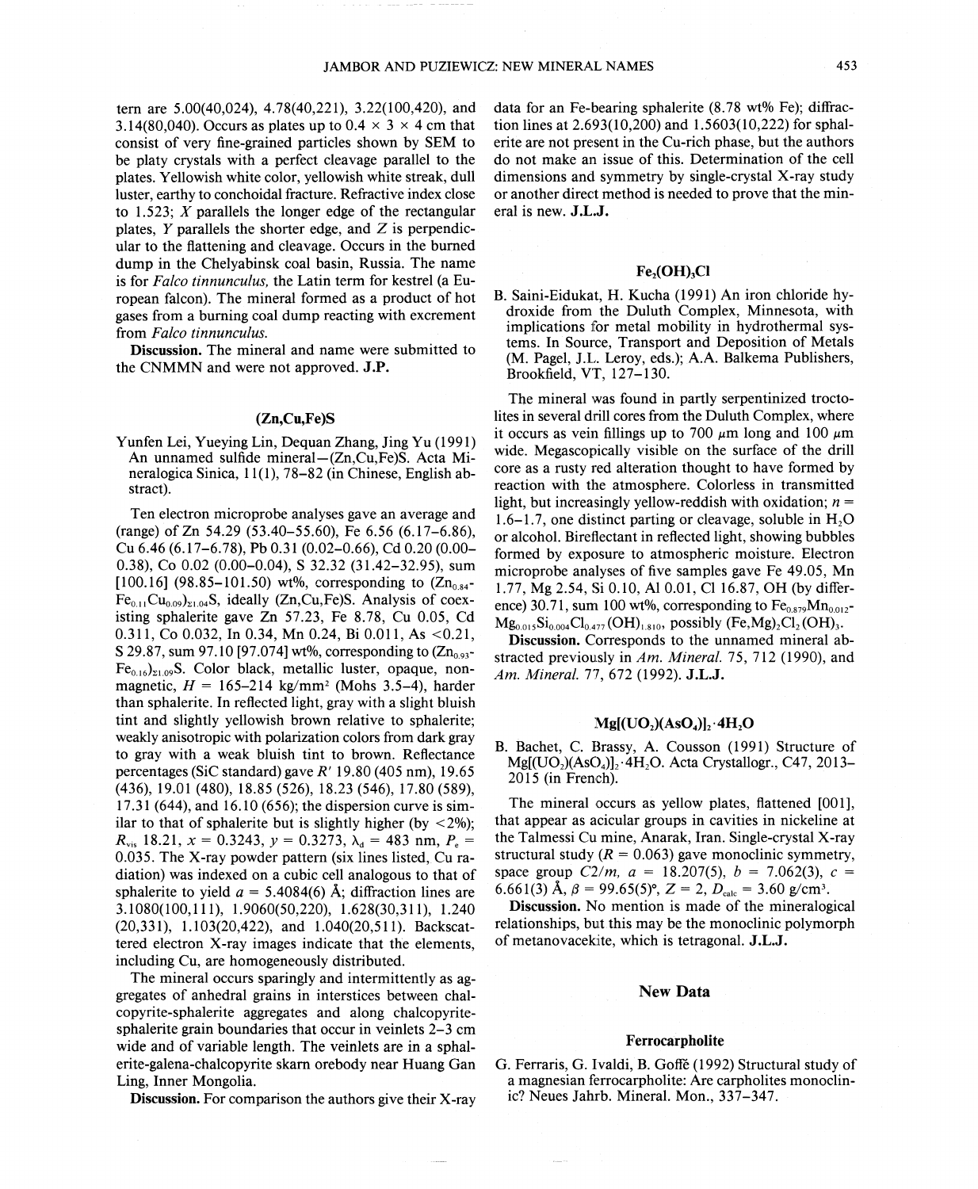tern are 5.00(40,024), 4.78(40,221), 3.22(100,420), and 3.14(80,040). Occurs as plates up to 0.4 × 3 × 4 cm that consist of very fine-grained particles shown by SEM to be platy crystals with a perfect cleavage parallel to the plates. Yellowish white color, yellowish white streak, dull luster, earthy to conchoidal fracture. Refractive index close to 1.523; $X$ parallels the longer edge of the rectangular plates, $Y$ parallels the shorter edge, and $Z$ is perpendicular to the flattening and cleavage. Occurs in the burned dump in the Chelyabinsk coal basin, Russia. The name is for *Falco tinnunculus,* the Latin term for kestrel (a European falcon). The mineral formed as a product of hot gases from a burning coal dump reacting with excrement from *Falco tinnunculus.*

**Discussion.** The mineral and name were submitted to the CNMMN and were not approved. **J.P.**

### (Zn,Cu,Fe)S

Yunfen Lei, Yueying Lin, Dequan Zhang, Jing Yu (1991) An unnamed sulfide mineral—(Zn,Cu,Fe)S. Acta Mineralogica Sinica, 11(1), 78–82 (in Chinese, English abstract).

Ten electron microprobe analyses gave an average and (range) of Zn 54.29 (53.40–55.60), Fe 6.56 (6.17–6.86), Cu 6.46 (6.17–6.78), Pb 0.31 (0.02–0.66), Cd 0.20 (0.00–0.38), Co 0.02 (0.00–0.04), S 32.32 (31.42–32.95), sum [100.16] (98.85–101.50) wt%, corresponding to $(Zn_{0.84}Fe_{0.11}Cu_{0.09})_{\Sigma 1.04}S$, ideally (Zn,Cu,Fe)S. Analysis of coexisting sphalerite gave Zn 57.23, Fe 8.78, Cu 0.05, Cd 0.311, Co 0.032, In 0.34, Mn 0.24, Bi 0.011, As <0.21, S 29.87, sum 97.10 [97.074] wt%, corresponding to $(Zn_{0.93}Fe_{0.16})_{\Sigma 1.09}S$. Color black, metallic luster, opaque, nonmagnetic, $H$ = 165–214 kg/mm² (Mohs 3.5–4), harder than sphalerite. In reflected light, gray with a slight bluish tint and slightly yellowish brown relative to sphalerite; weakly anisotropic with polarization colors from dark gray to gray with a weak bluish tint to brown. Reflectance percentages (SiC standard) gave $R'$ 19.80 (405 nm), 19.65 (436), 19.01 (480), 18.85 (526), 18.23 (546), 17.80 (589), 17.31 (644), and 16.10 (656); the dispersion curve is similar to that of sphalerite but is slightly higher (by <2%); $R_{vis}$ 18.21, $x$ = 0.3243, $y$ = 0.3273, $\lambda_d$ = 483 nm, $P_e$ = 0.035. The X-ray powder pattern (six lines listed, Cu radiation) was indexed on a cubic cell analogous to that of sphalerite to yield $a$ = 5.4084(6) Å; diffraction lines are 3.1080(100,111), 1.9060(50,220), 1.628(30,311), 1.240 (20,331), 1.103(20,422), and 1.040(20,511). Backscattered electron X-ray images indicate that the elements, including Cu, are homogeneously distributed.

The mineral occurs sparingly and intermittently as aggregates of anhedral grains in interstices between chalcopyrite-sphalerite aggregates and along chalcopyrite-sphalerite grain boundaries that occur in veinlets 2–3 cm wide and of variable length. The veinlets are in a sphalerite-galena-chalcopyrite skarn orebody near Huang Gan Ling, Inner Mongolia.

**Discussion.** For comparison the authors give their X-ray data for an Fe-bearing sphalerite (8.78 wt% Fe); diffraction lines at 2.693(10,200) and 1.5603(10,222) for sphalerite are not present in the Cu-rich phase, but the authors do not make an issue of this. Determination of the cell dimensions and symmetry by single-crystal X-ray study or another direct method is needed to prove that the mineral is new. **J.L.J.**

### $Fe_2(OH)_3Cl$

B. Saini-Eidukat, H. Kucha (1991) An iron chloride hydroxide from the Duluth Complex, Minnesota, with implications for metal mobility in hydrothermal systems. In Source, Transport and Deposition of Metals (M. Pagel, J.L. Leroy, eds.); A.A. Balkema Publishers, Brookfield, VT, 127–130.

The mineral was found in partly serpentinized troctolites in several drill cores from the Duluth Complex, where it occurs as vein fillings up to 700 μm long and 100 μm wide. Megascopically visible on the surface of the drill core as a rusty red alteration thought to have formed by reaction with the atmosphere. Colorless in transmitted light, but increasingly yellow-reddish with oxidation; $n$ = 1.6–1.7, one distinct parting or cleavage, soluble in $H_2O$ or alcohol. Bireflectant in reflected light, showing bubbles formed by exposure to atmospheric moisture. Electron microprobe analyses of five samples gave Fe 49.05, Mn 1.77, Mg 2.54, Si 0.10, Al 0.01, Cl 16.87, OH (by difference) 30.71, sum 100 wt%, corresponding to $Fe_{0.879}Mn_{0.012}Mg_{0.015}Si_{0.004}Cl_{0.477}(OH)_{1.810}$, possibly $(Fe,Mg)_2Cl_2(OH)_3$.

**Discussion.** Corresponds to the unnamed mineral abstracted previously in *Am. Mineral.* 75, 712 (1990), and *Am. Mineral.* 77, 672 (1992). **J.L.J.**

### $Mg[(UO_2)(AsO_4)]_2 \cdot 4H_2O$

B. Bachet, C. Brassy, A. Cousson (1991) Structure of $Mg[(UO_2)(AsO_4)]_2 \cdot 4H_2O$. Acta Crystallogr., C47, 2013–2015 (in French).

The mineral occurs as yellow plates, flattened [001], that appear as acicular groups in cavities in nickeline at the Talmessi Cu mine, Anarak, Iran. Single-crystal X-ray structural study ($R$ = 0.063) gave monoclinic symmetry, space group $C2/m$, $a$ = 18.207(5), $b$ = 7.062(3), $c$ = 6.661(3) Å, $\beta$ = 99.65(5)°, $Z$ = 2, $D_{calc}$ = 3.60 g/cm³.

**Discussion.** No mention is made of the mineralogical relationships, but this may be the monoclinic polymorph of metanovacekite, which is tetragonal. **J.L.J.**

## New Data

### Ferrocarpholite

G. Ferraris, G. Ivaldi, B. Goffé (1992) Structural study of a magnesian ferrocarpholite: Are carpholites monoclinic? Neues Jahrb. Mineral. Mon., 337–347.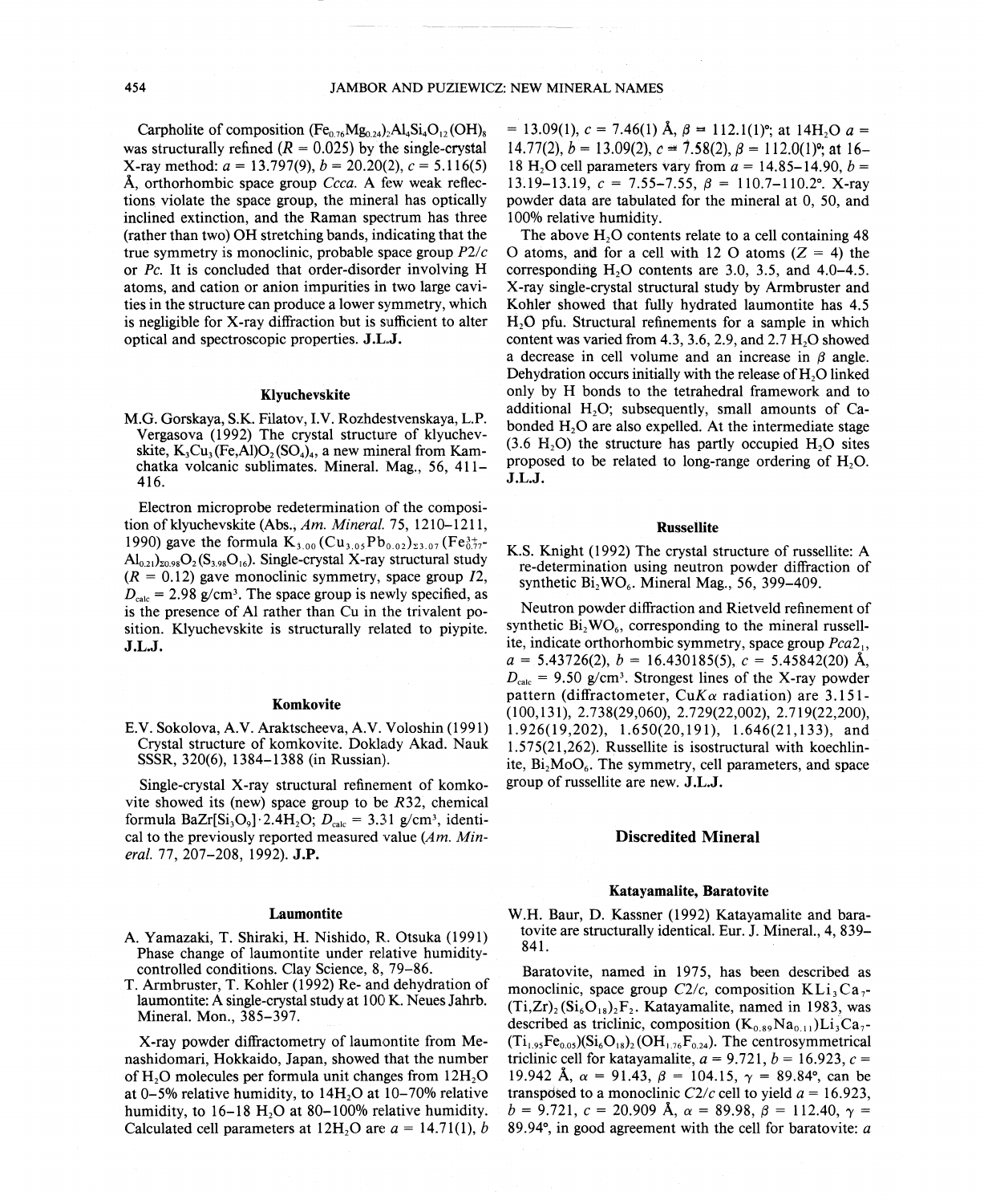Carpholite of composition $(Fe_{0.76}Mg_{0.24})_2Al_4Si_4O_{12}(OH)_8$ was structurally refined ($R = 0.025$) by the single-crystal X-ray method: $a = 13.797(9)$, $b = 20.20(2)$, $c = 5.116(5)$ Å, orthorhombic space group *Ccca*. A few weak reflections violate the space group, the mineral has optically inclined extinction, and the Raman spectrum has three (rather than two) OH stretching bands, indicating that the true symmetry is monoclinic, probable space group *P2/c* or *Pc*. It is concluded that order-disorder involving H atoms, and cation or anion impurities in two large cavities in the structure can produce a lower symmetry, which is negligible for X-ray diffraction but is sufficient to alter optical and spectroscopic properties. **J.L.J.**

### Klyuchevskite

M.G. Gorskaya, S.K. Filatov, I.V. Rozhdestvenskaya, L.P. Vergasova (1992) The crystal structure of klyuchevskite, $K_3Cu_3(Fe,Al)O_2(SO_4)_4$, a new mineral from Kamchatka volcanic sublimates. Mineral. Mag., 56, 411–416.

Electron microprobe redetermination of the composition of klyuchevskite (Abs., *Am. Mineral.* 75, 1210–1211, 1990) gave the formula $K_{3.00}(Cu_{3.05}Pb_{0.02})_{\Sigma 3.07}(Fe^{3+}_{0.77}Al_{0.21})_{\Sigma 0.98}O_2(S_{3.98}O_{16})$. Single-crystal X-ray structural study ($R = 0.12$) gave monoclinic symmetry, space group *I2*, $D_{calc} = 2.98$ g/cm³. The space group is newly specified, as is the presence of Al rather than Cu in the trivalent position. Klyuchevskite is structurally related to piypite. **J.L.J.**

### Komkovite

E.V. Sokolova, A.V. Araktscheeva, A.V. Voloshin (1991) Crystal structure of komkovite. Doklady Akad. Nauk SSSR, 320(6), 1384–1388 (in Russian).

Single-crystal X-ray structural refinement of komkovite showed its (new) space group to be *R*32, chemical formula $BaZr[Si_3O_9]\cdot 2.4H_2O$; $D_{calc} = 3.31$ g/cm³, identical to the previously reported measured value (*Am. Mineral.* 77, 207–208, 1992). **J.P.**

### Laumontite

A. Yamazaki, T. Shiraki, H. Nishido, R. Otsuka (1991) Phase change of laumontite under relative humidity-controlled conditions. Clay Science, 8, 79–86.

T. Armbruster, T. Kohler (1992) Re- and dehydration of laumontite: A single-crystal study at 100 K. Neues Jahrb. Mineral. Mon., 385–397.

X-ray powder diffractometry of laumontite from Menashidomari, Hokkaido, Japan, showed that the number of $H_2O$ molecules per formula unit changes from $12H_2O$ at 0–5% relative humidity, to $14H_2O$ at 10–70% relative humidity, to 16–18 $H_2O$ at 80–100% relative humidity. Calculated cell parameters at $12H_2O$ are $a = 14.71(1)$, $b = 13.09(1)$, $c = 7.46(1)$ Å, $\beta = 112.1(1)°$; at $14H_2O$ $a = 14.77(2)$, $b = 13.09(2)$, $c = 7.58(2)$, $\beta = 112.0(1)°$; at 16–18 $H_2O$ cell parameters vary from $a = 14.85$–$14.90$, $b = 13.19$–$13.19$, $c = 7.55$–$7.55$, $\beta = 110.7$–$110.2°$. X-ray powder data are tabulated for the mineral at 0, 50, and 100% relative humidity.

The above $H_2O$ contents relate to a cell containing 48 O atoms, and for a cell with 12 O atoms ($Z = 4$) the corresponding $H_2O$ contents are 3.0, 3.5, and 4.0–4.5. X-ray single-crystal structural study by Armbruster and Kohler showed that fully hydrated laumontite has 4.5 $H_2O$ pfu. Structural refinements for a sample in which content was varied from 4.3, 3.6, 2.9, and 2.7 $H_2O$ showed a decrease in cell volume and an increase in $\beta$ angle. Dehydration occurs initially with the release of $H_2O$ linked only by H bonds to the tetrahedral framework and to additional $H_2O$; subsequently, small amounts of Ca-bonded $H_2O$ are also expelled. At the intermediate stage (3.6 $H_2O$) the structure has partly occupied $H_2O$ sites proposed to be related to long-range ordering of $H_2O$. **J.L.J.**

### Russellite

K.S. Knight (1992) The crystal structure of russellite: A re-determination using neutron powder diffraction of synthetic $Bi_2WO_6$. Mineral Mag., 56, 399–409.

Neutron powder diffraction and Rietveld refinement of synthetic $Bi_2WO_6$, corresponding to the mineral russellite, indicate orthorhombic symmetry, space group $Pca2_1$, $a = 5.43726(2)$, $b = 16.430185(5)$, $c = 5.45842(20)$ Å, $D_{calc} = 9.50$ g/cm³. Strongest lines of the X-ray powder pattern (diffractometer, Cu$K\alpha$ radiation) are 3.151-(100,131), 2.738(29,060), 2.729(22,002), 2.719(22,200), 1.926(19,202), 1.650(20,191), 1.646(21,133), and 1.575(21,262). Russellite is isostructural with koechlinite, $Bi_2MoO_6$. The symmetry, cell parameters, and space group of russellite are new. **J.L.J.**

## Discredited Mineral

### Katayamalite, Baratovite

W.H. Baur, D. Kassner (1992) Katayamalite and baratovite are structurally identical. Eur. J. Mineral., 4, 839–841.

Baratovite, named in 1975, has been described as monoclinic, space group *C2/c*, composition $KLi_3Ca_7(Ti,Zr)_2(Si_6O_{18})_2F_2$. Katayamalite, named in 1983, was described as triclinic, composition $(K_{0.89}Na_{0.11})Li_3Ca_7(Ti_{1.95}Fe_{0.05})(Si_6O_{18})_2(OH_{1.76}F_{0.24})$. The centrosymmetrical triclinic cell for katayamalite, $a = 9.721$, $b = 16.923$, $c = 19.942$ Å, $\alpha = 91.43$, $\beta = 104.15$, $\gamma = 89.84°$, can be transposed to a monoclinic *C2/c* cell to yield $a = 16.923$, $b = 9.721$, $c = 20.909$ Å, $\alpha = 89.98$, $\beta = 112.40$, $\gamma = 89.94°$, in good agreement with the cell for baratovite: *a*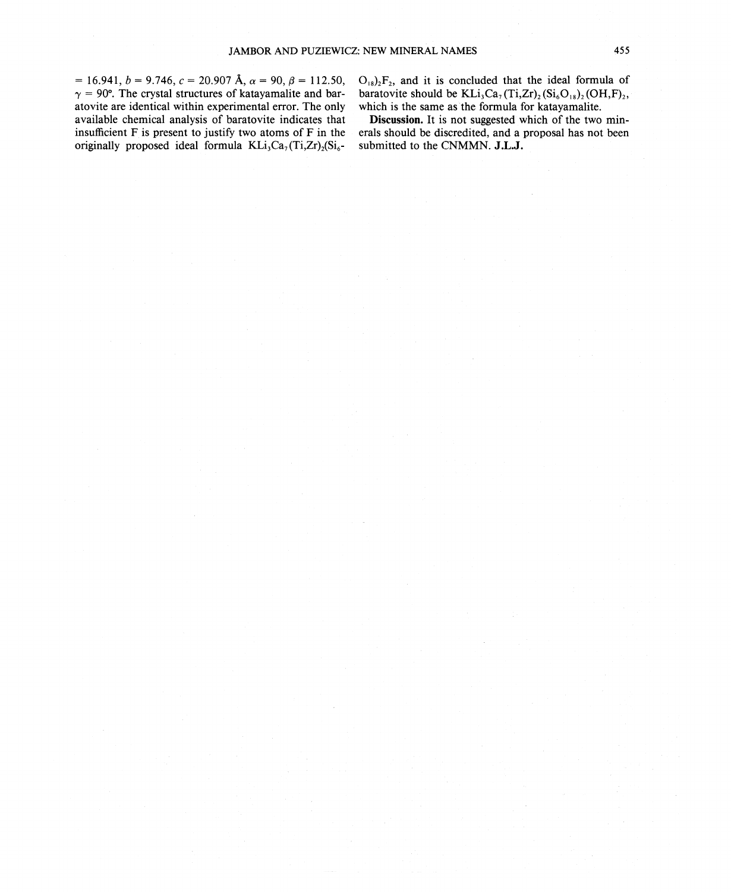= 16.941, $b = 9.746$, $c = 20.907$ Å, $\alpha = 90$, $\beta = 112.50$, $\gamma = 90°$. The crystal structures of katayamalite and baratovite are identical within experimental error. The only available chemical analysis of baratovite indicates that insufficient F is present to justify two atoms of F in the originally proposed ideal formula $KLi_3Ca_7(Ti,Zr)_2(Si_6O_{18})_2F_2$, and it is concluded that the ideal formula of baratovite should be $KLi_3Ca_7(Ti,Zr)_2(Si_6O_{18})_2(OH,F)_2$, which is the same as the formula for katayamalite.

**Discussion.** It is not suggested which of the two minerals should be discredited, and a proposal has not been submitted to the CNMMN. **J.L.J.**